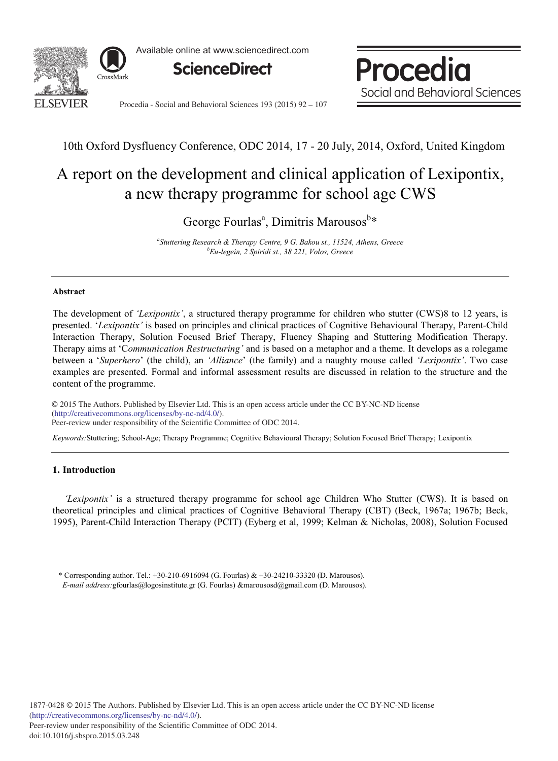10th Oxford Dysfluency Conference, ODC 2014, 17 - 20 July, 2014, Oxford, United Kingdom

# A report on the development and clinical application of Lexipontix, a new therapy programme for school age CWS

George Fourlas[a], Dimitris Marousos[b]*

[a]*Stuttering Research & Therapy Centre, 9 G. Bakou st., 11524, Athens, Greece*
[b]*Eu-legein, 2 Spiridi st., 38 221, Volos, Greece*

## Abstract

The development of *'Lexipontix'*, a structured therapy programme for children who stutter (CWS)8 to 12 years, is presented. '*Lexipontix'* is based on principles and clinical practices of Cognitive Behavioural Therapy, Parent-Child Interaction Therapy, Solution Focused Brief Therapy, Fluency Shaping and Stuttering Modification Therapy. Therapy aims at 'C*ommunication Restructuring'* and is based on a metaphor and a theme. It develops as a rolegame between a '*Superhero*' (the child), an *'Alliance*' (the family) and a naughty mouse called *'Lexipontix'*. Two case examples are presented. Formal and informal assessment results are discussed in relation to the structure and the content of the programme.

© 2015 The Authors. Published by Elsevier Ltd. This is an open access article under the CC BY-NC-ND license (http://creativecommons.org/licenses/by-nc-nd/4.0/).
Peer-review under responsibility of the Scientific Committee of ODC 2014.

*Keywords:*Stuttering; School-Age; Therapy Programme; Cognitive Behavioural Therapy; Solution Focused Brief Therapy; Lexipontix

## 1. Introduction

*'Lexipontix'* is a structured therapy programme for school age Children Who Stutter (CWS). It is based on theoretical principles and clinical practices of Cognitive Behavioral Therapy (CBT) (Beck, 1967a; 1967b; Beck, 1995), Parent-Child Interaction Therapy (PCIT) (Eyberg et al, 1999; Kelman & Nicholas, 2008), Solution Focused

\* Corresponding author. Tel.: +30-210-6916094 (G. Fourlas) & +30-24210-33320 (D. Marousos).
*E-mail address:*gfourlas@logosinstitute.gr (G. Fourlas) &marousosd@gmail.com (D. Marousos).

1877-0428 © 2015 The Authors. Published by Elsevier Ltd. This is an open access article under the CC BY-NC-ND license (http://creativecommons.org/licenses/by-nc-nd/4.0/).
Peer-review under responsibility of the Scientific Committee of ODC 2014.
doi:10.1016/j.sbspro.2015.03.248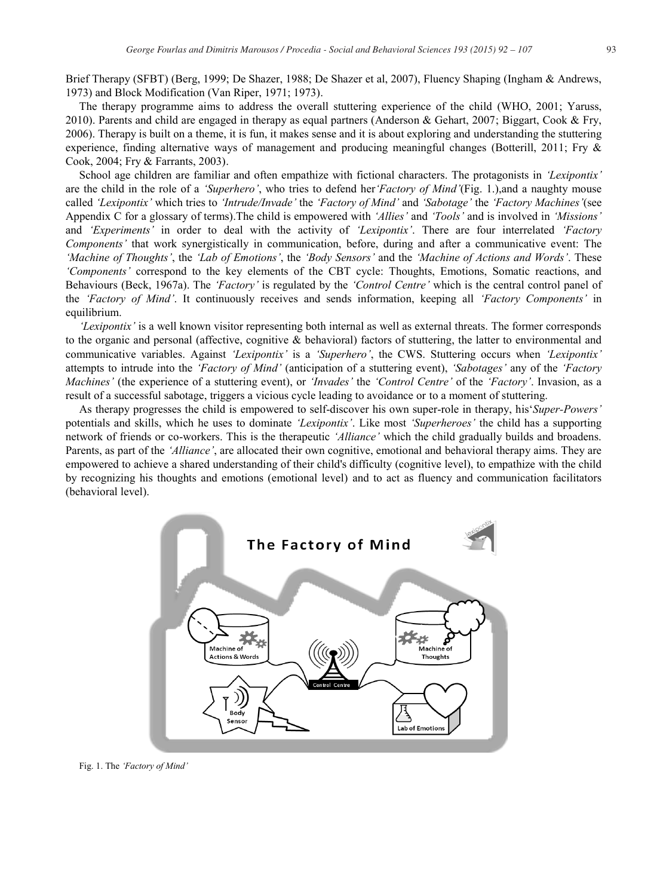Brief Therapy (SFBT) (Berg, 1999; De Shazer, 1988; De Shazer et al, 2007), Fluency Shaping (Ingham & Andrews, 1973) and Block Modification (Van Riper, 1971; 1973).

The therapy programme aims to address the overall stuttering experience of the child (WHO, 2001; Yaruss, 2010). Parents and child are engaged in therapy as equal partners (Anderson & Gehart, 2007; Biggart, Cook & Fry, 2006). Therapy is built on a theme, it is fun, it makes sense and it is about exploring and understanding the stuttering experience, finding alternative ways of management and producing meaningful changes (Botterill, 2011; Fry & Cook, 2004; Fry & Farrants, 2003).

School age children are familiar and often empathize with fictional characters. The protagonists in *'Lexipontix'* are the child in the role of a *'Superhero'*, who tries to defend her *'Factory of Mind'* (Fig. 1.), and a naughty mouse called *'Lexipontix'* which tries to *'Intrude/Invade'* the *'Factory of Mind'* and *'Sabotage'* the *'Factory Machines'* (see Appendix C for a glossary of terms). The child is empowered with *'Allies'* and *'Tools'* and is involved in *'Missions'* and *'Experiments'* in order to deal with the activity of *'Lexipontix'*. There are four interrelated *'Factory Components'* that work synergistically in communication, before, during and after a communicative event: The *'Machine of Thoughts'*, the *'Lab of Emotions'*, the *'Body Sensors'* and the *'Machine of Actions and Words'*. These *'Components'* correspond to the key elements of the CBT cycle: Thoughts, Emotions, Somatic reactions, and Behaviours (Beck, 1967a). The *'Factory'* is regulated by the *'Control Centre'* which is the central control panel of the *'Factory of Mind'*. It continuously receives and sends information, keeping all *'Factory Components'* in equilibrium.

*'Lexipontix'* is a well known visitor representing both internal as well as external threats. The former corresponds to the organic and personal (affective, cognitive & behavioral) factors of stuttering, the latter to environmental and communicative variables. Against *'Lexipontix'* is a *'Superhero'*, the CWS. Stuttering occurs when *'Lexipontix'* attempts to intrude into the *'Factory of Mind'* (anticipation of a stuttering event), *'Sabotages'* any of the *'Factory Machines'* (the experience of a stuttering event), or *'Invades'* the *'Control Centre'* of the *'Factory'*. Invasion, as a result of a successful sabotage, triggers a vicious cycle leading to avoidance or to a moment of stuttering.

As therapy progresses the child is empowered to self-discover his own super-role in therapy, his *'Super-Powers'* potentials and skills, which he uses to dominate *'Lexipontix'*. Like most *'Superheroes'* the child has a supporting network of friends or co-workers. This is the therapeutic *'Alliance'* which the child gradually builds and broadens. Parents, as part of the *'Alliance'*, are allocated their own cognitive, emotional and behavioral therapy aims. They are empowered to achieve a shared understanding of their child's difficulty (cognitive level), to empathize with the child by recognizing his thoughts and emotions (emotional level) and to act as fluency and communication facilitators (behavioral level).

The Factory of Mind

lexipontix

Machine of Actions & Words

Machine of Thoughts

Control Centre

Body Sensor

Lab of Emotions

Fig. 1. The *'Factory of Mind'*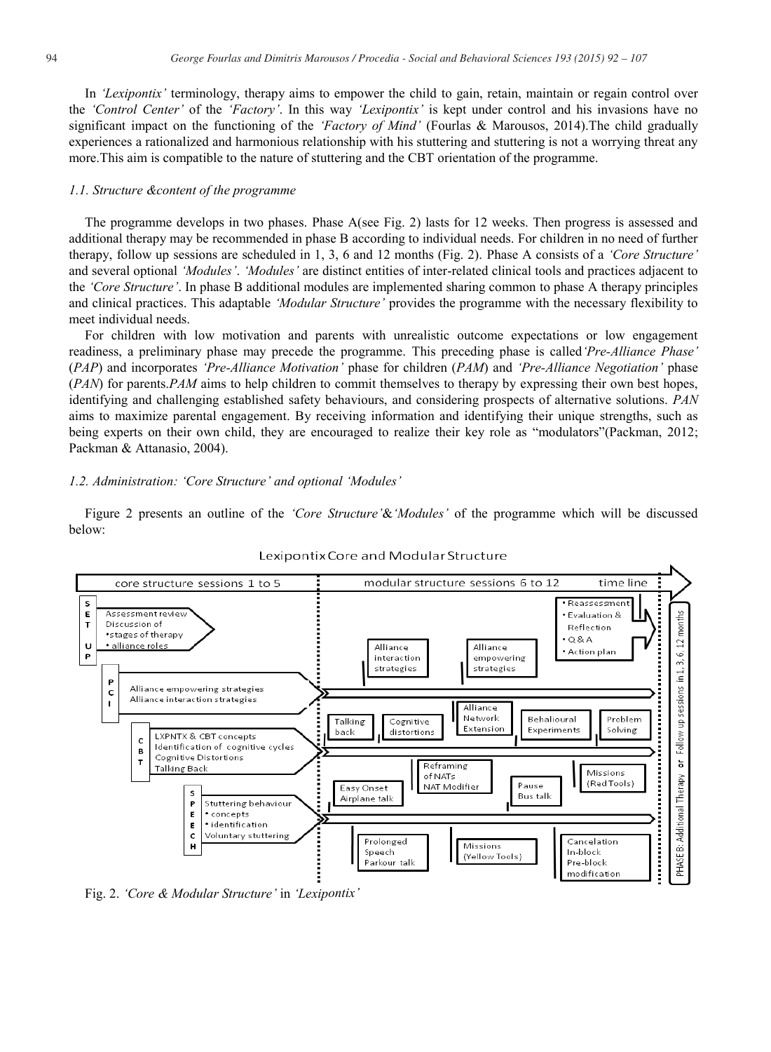In *'Lexipontix'* terminology, therapy aims to empower the child to gain, retain, maintain or regain control over the *'Control Center'* of the *'Factory'*. In this way *'Lexipontix'* is kept under control and his invasions have no significant impact on the functioning of the *'Factory of Mind'* (Fourlas & Marousos, 2014).The child gradually experiences a rationalized and harmonious relationship with his stuttering and stuttering is not a worrying threat any more.This aim is compatible to the nature of stuttering and the CBT orientation of the programme.

### *1.1. Structure &content of the programme*

The programme develops in two phases. Phase A(see Fig. 2) lasts for 12 weeks. Then progress is assessed and additional therapy may be recommended in phase B according to individual needs. For children in no need of further therapy, follow up sessions are scheduled in 1, 3, 6 and 12 months (Fig. 2). Phase A consists of a *'Core Structure'* and several optional *'Modules'*. *'Modules'* are distinct entities of inter-related clinical tools and practices adjacent to the *'Core Structure'*. In phase B additional modules are implemented sharing common to phase A therapy principles and clinical practices. This adaptable *'Modular Structure'* provides the programme with the necessary flexibility to meet individual needs.

For children with low motivation and parents with unrealistic outcome expectations or low engagement readiness, a preliminary phase may precede the programme. This preceding phase is called*'Pre-Alliance Phase'* (*PAP*) and incorporates *'Pre-Alliance Motivation'* phase for children (*PAM*) and *'Pre-Alliance Negotiation'* phase (*PAN*) for parents.*PAM* aims to help children to commit themselves to therapy by expressing their own best hopes, identifying and challenging established safety behaviours, and considering prospects of alternative solutions. *PAN* aims to maximize parental engagement. By receiving information and identifying their unique strengths, such as being experts on their own child, they are encouraged to realize their key role as "modulators"(Packman, 2012; Packman & Attanasio, 2004).

### *1.2. Administration: 'Core Structure' and optional 'Modules'*

Figure 2 presents an outline of the *'Core Structure'*&*'Modules'* of the programme which will be discussed below:

Lexipontix Core and Modular Structure

core structure sessions 1 to 5 | modular structure sessions 6 to 12 | time line

SET UP: Assessment review; Discussion of • stages of therapy • alliance roles

PCI: Alliance empowering strategies; Alliance interaction strategies

CBT: LXPNTX & CBT concepts; Identification of cognitive cycles; Cognitive Distortions; Talking Back

SPEECH: Stuttering behaviour • concepts • identification; Voluntary stuttering

Modules: Alliance interaction strategies; Alliance empowering strategies; Talking back; Cognitive distortions; Alliance Network Extension; Behavioural Experiments; Problem Solving; Reframing of NATs NAT Modifier; Missions (Red Tools); Easy Onset Airplane talk; Pause Bus talk; Prolonged Speech Parkour talk; Missions (Yellow Tools); Cancelation In-block Pre-block modification

• Reassessment • Evaluation & Reflection • Q & A • Action plan

PHASE B: Additional Therapy or Follow up sessions in 1, 3, 6, 12 months

Fig. 2. *'Core & Modular Structure'* in *'Lexipontix'*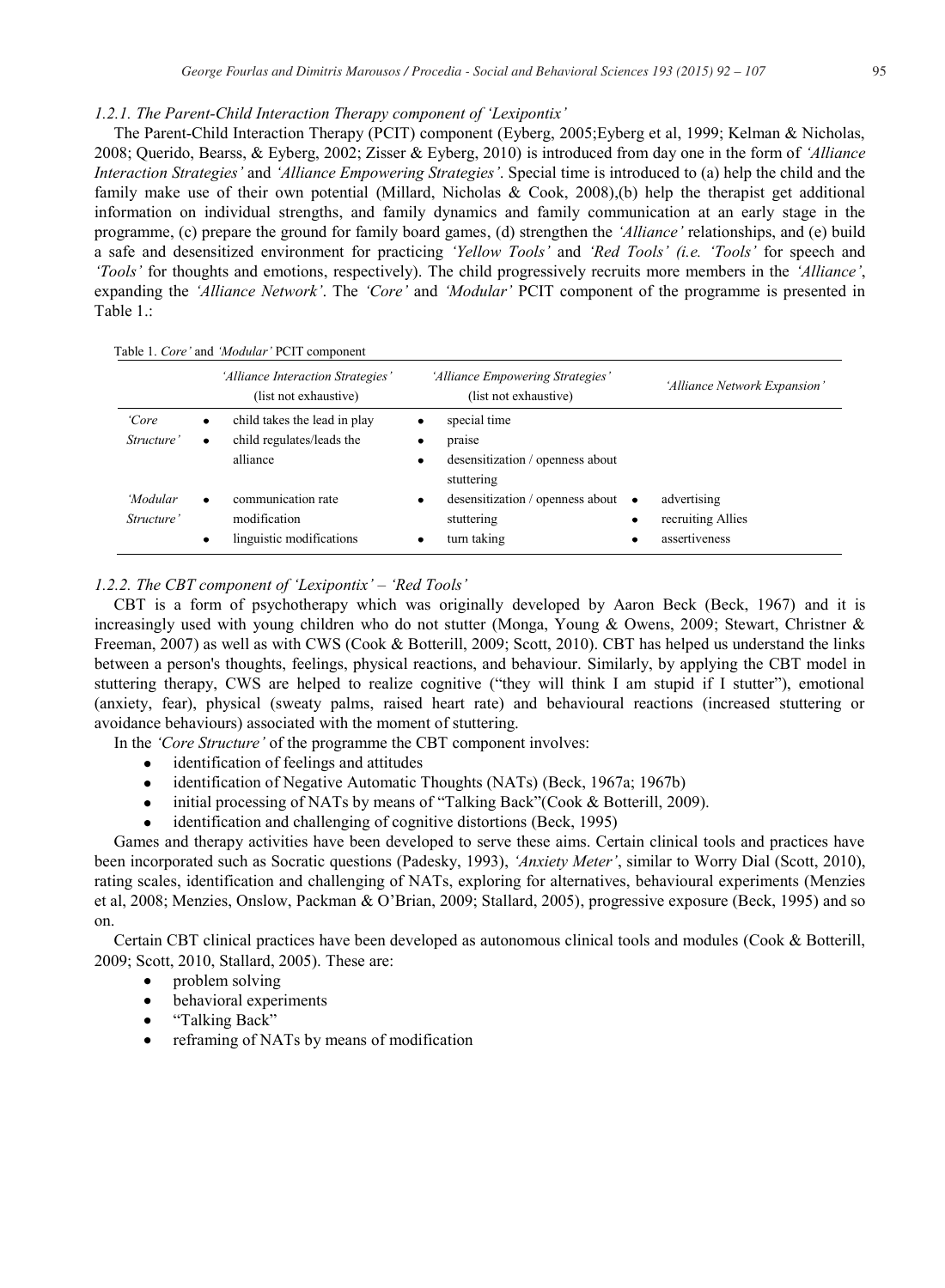#### *1.2.1. The Parent-Child Interaction Therapy component of 'Lexipontix'*

The Parent-Child Interaction Therapy (PCIT) component (Eyberg, 2005;Eyberg et al, 1999; Kelman & Nicholas, 2008; Querido, Bearss, & Eyberg, 2002; Zisser & Eyberg, 2010) is introduced from day one in the form of *'Alliance Interaction Strategies'* and *'Alliance Empowering Strategies'*. Special time is introduced to (a) help the child and the family make use of their own potential (Millard, Nicholas & Cook, 2008),(b) help the therapist get additional information on individual strengths, and family dynamics and family communication at an early stage in the programme, (c) prepare the ground for family board games, (d) strengthen the *'Alliance'* relationships, and (e) build a safe and desensitized environment for practicing *'Yellow Tools'* and *'Red Tools' (i.e. 'Tools'* for speech and *'Tools'* for thoughts and emotions, respectively). The child progressively recruits more members in the *'Alliance'*, expanding the *'Alliance Network'*. The *'Core'* and *'Modular'* PCIT component of the programme is presented in Table 1.:

Table 1. *Core'* and *'Modular'* PCIT component

| | *'Alliance Interaction Strategies'* (list not exhaustive) | *'Alliance Empowering Strategies'* (list not exhaustive) | *'Alliance Network Expansion'* |
|---|---|---|---|
| *'Core Structure'* | • child takes the lead in play<br>• child regulates/leads the alliance | • special time<br>• praise<br>• desensitization / openness about stuttering | |
| *'Modular Structure'* | • communication rate modification<br>• linguistic modifications | • desensitization / openness about stuttering<br>• turn taking | • advertising<br>• recruiting Allies<br>• assertiveness |

#### *1.2.2. The CBT component of 'Lexipontix' – 'Red Tools'*

CBT is a form of psychotherapy which was originally developed by Aaron Beck (Beck, 1967) and it is increasingly used with young children who do not stutter (Monga, Young & Owens, 2009; Stewart, Christner & Freeman, 2007) as well as with CWS (Cook & Botterill, 2009; Scott, 2010). CBT has helped us understand the links between a person's thoughts, feelings, physical reactions, and behaviour. Similarly, by applying the CBT model in stuttering therapy, CWS are helped to realize cognitive ("they will think I am stupid if I stutter"), emotional (anxiety, fear), physical (sweaty palms, raised heart rate) and behavioural reactions (increased stuttering or avoidance behaviours) associated with the moment of stuttering.

In the *'Core Structure'* of the programme the CBT component involves:

- identification of feelings and attitudes
- identification of Negative Automatic Thoughts (NATs) (Beck, 1967a; 1967b)
- initial processing of NATs by means of "Talking Back"(Cook & Botterill, 2009).
- identification and challenging of cognitive distortions (Beck, 1995)

Games and therapy activities have been developed to serve these aims. Certain clinical tools and practices have been incorporated such as Socratic questions (Padesky, 1993), *'Anxiety Meter'*, similar to Worry Dial (Scott, 2010), rating scales, identification and challenging of NATs, exploring for alternatives, behavioural experiments (Menzies et al, 2008; Menzies, Onslow, Packman & O'Brian, 2009; Stallard, 2005), progressive exposure (Beck, 1995) and so on.

Certain CBT clinical practices have been developed as autonomous clinical tools and modules (Cook & Botterill, 2009; Scott, 2010, Stallard, 2005). These are:

- problem solving
- behavioral experiments
- "Talking Back"
- reframing of NATs by means of modification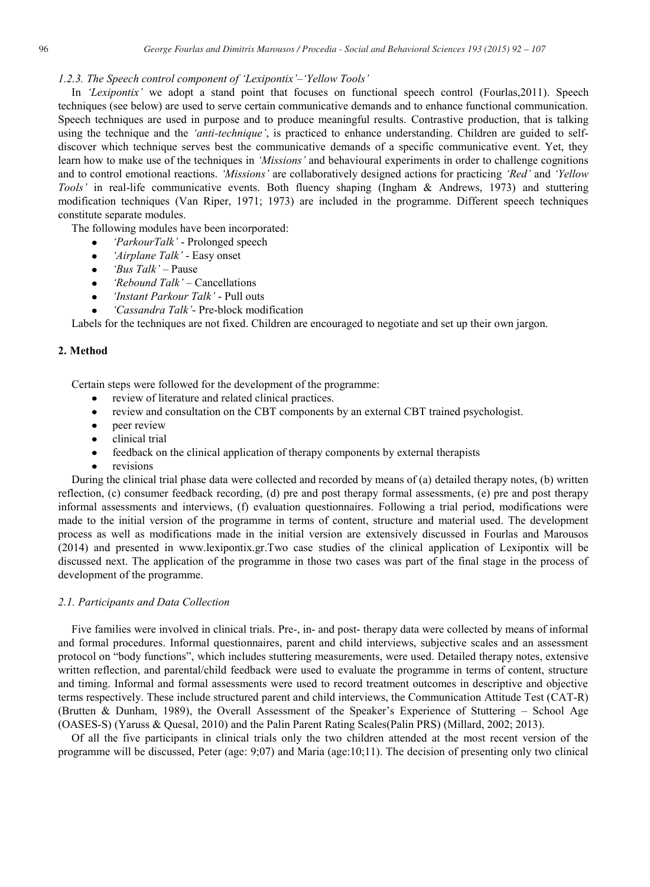### 1.2.3. The Speech control component of 'Lexipontix'–'Yellow Tools'

In *'Lexipontix'* we adopt a stand point that focuses on functional speech control (Fourlas,2011). Speech techniques (see below) are used to serve certain communicative demands and to enhance functional communication. Speech techniques are used in purpose and to produce meaningful results. Contrastive production, that is talking using the technique and the *'anti-technique'*, is practiced to enhance understanding. Children are guided to self-discover which technique serves best the communicative demands of a specific communicative event. Yet, they learn how to make use of the techniques in *'Missions'* and behavioural experiments in order to challenge cognitions and to control emotional reactions. *'Missions'* are collaboratively designed actions for practicing *'Red'* and *'Yellow Tools'* in real-life communicative events. Both fluency shaping (Ingham & Andrews, 1973) and stuttering modification techniques (Van Riper, 1971; 1973) are included in the programme. Different speech techniques constitute separate modules.

The following modules have been incorporated:

- *'ParkourTalk'* - Prolonged speech
- *'Airplane Talk'* - Easy onset
- *'Bus Talk'* – Pause
- *'Rebound Talk'* – Cancellations
- *'Instant Parkour Talk'* - Pull outs
- *'Cassandra Talk'*- Pre-block modification

Labels for the techniques are not fixed. Children are encouraged to negotiate and set up their own jargon.

## 2. Method

Certain steps were followed for the development of the programme:

- review of literature and related clinical practices.
- review and consultation on the CBT components by an external CBT trained psychologist.
- peer review
- clinical trial
- feedback on the clinical application of therapy components by external therapists
- revisions

During the clinical trial phase data were collected and recorded by means of (a) detailed therapy notes, (b) written reflection, (c) consumer feedback recording, (d) pre and post therapy formal assessments, (e) pre and post therapy informal assessments and interviews, (f) evaluation questionnaires. Following a trial period, modifications were made to the initial version of the programme in terms of content, structure and material used. The development process as well as modifications made in the initial version are extensively discussed in Fourlas and Marousos (2014) and presented in www.lexipontix.gr.Two case studies of the clinical application of Lexipontix will be discussed next. The application of the programme in those two cases was part of the final stage in the process of development of the programme.

### 2.1. Participants and Data Collection

Five families were involved in clinical trials. Pre-, in- and post- therapy data were collected by means of informal and formal procedures. Informal questionnaires, parent and child interviews, subjective scales and an assessment protocol on "body functions", which includes stuttering measurements, were used. Detailed therapy notes, extensive written reflection, and parental/child feedback were used to evaluate the programme in terms of content, structure and timing. Informal and formal assessments were used to record treatment outcomes in descriptive and objective terms respectively. These include structured parent and child interviews, the Communication Attitude Test (CAT-R) (Brutten & Dunham, 1989), the Overall Assessment of the Speaker's Experience of Stuttering – School Age (OASES-S) (Yaruss & Quesal, 2010) and the Palin Parent Rating Scales(Palin PRS) (Millard, 2002; 2013).

Of all the five participants in clinical trials only the two children attended at the most recent version of the programme will be discussed, Peter (age: 9;07) and Maria (age:10;11). The decision of presenting only two clinical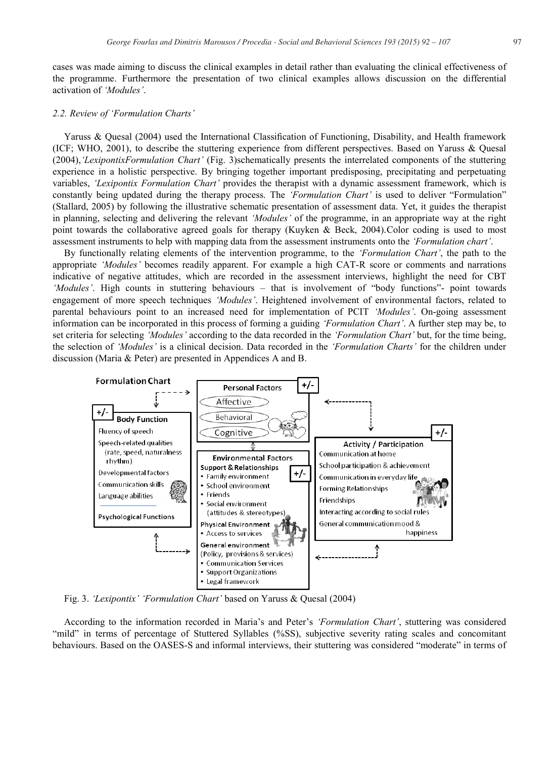cases was made aiming to discuss the clinical examples in detail rather than evaluating the clinical effectiveness of the programme. Furthermore the presentation of two clinical examples allows discussion on the differential activation of *'Modules'*.

### *2.2. Review of 'Formulation Charts'*

Yaruss & Quesal (2004) used the International Classification of Functioning, Disability, and Health framework (ICF; WHO, 2001), to describe the stuttering experience from different perspectives. Based on Yaruss & Quesal (2004),*'LexipontixFormulation Chart'* (Fig. 3)schematically presents the interrelated components of the stuttering experience in a holistic perspective. By bringing together important predisposing, precipitating and perpetuating variables, *'Lexipontix Formulation Chart'* provides the therapist with a dynamic assessment framework, which is constantly being updated during the therapy process. The *'Formulation Chart'* is used to deliver "Formulation" (Stallard, 2005) by following the illustrative schematic presentation of assessment data. Yet, it guides the therapist in planning, selecting and delivering the relevant *'Modules'* of the programme, in an appropriate way at the right point towards the collaborative agreed goals for therapy (Kuyken & Beck, 2004).Color coding is used to most assessment instruments to help with mapping data from the assessment instruments onto the *'Formulation chart'*.

By functionally relating elements of the intervention programme, to the *'Formulation Chart'*, the path to the appropriate *'Modules'* becomes readily apparent. For example a high CAT-R score or comments and narrations indicative of negative attitudes, which are recorded in the assessment interviews, highlight the need for CBT *'Modules'*. High counts in stuttering behaviours – that is involvement of "body functions"- point towards engagement of more speech techniques *'Modules'*. Heightened involvement of environmental factors, related to parental behaviours point to an increased need for implementation of PCIT *'Modules'*. On-going assessment information can be incorporated in this process of forming a guiding *'Formulation Chart'*. A further step may be, to set criteria for selecting *'Modules'* according to the data recorded in the *'Formulation Chart'* but, for the time being, the selection of *'Modules'* is a clinical decision. Data recorded in the *'Formulation Charts'* for the children under discussion (Maria & Peter) are presented in Appendices A and B.

**Formulation Chart**

**Body Function** (+/-)
- Fluency of speech
- Speech-related qualities (rate, speed, naturalness rhythm)
- Developmental factors
- Communication skills
- Language abilities
- Psychological Functions

**Personal Factors** (+/-)
- Affective
- Behavioral
- Cognitive

**Environmental Factors** (+/-)
- Support & Relationships
  - Family environment
  - School environment
  - Friends
  - Social environment (attitudes & stereotypes)
- Physical Environment
  - Access to services
- General environment (Policy, provisions & services)
  - Communication Services
  - Support Organizations
  - Legal framework

**Activity / Participation** (+/-)
- Communication at home
- School participation & achievement
- Communication in everyday life
- Forming Relationships
- Friendships
- Interacting according to social rules
- General communication mood & happiness

Fig. 3. *'Lexipontix' 'Formulation Chart'* based on Yaruss & Quesal (2004)

According to the information recorded in Maria's and Peter's *'Formulation Chart'*, stuttering was considered "mild" in terms of percentage of Stuttered Syllables (%SS), subjective severity rating scales and concomitant behaviours. Based on the OASES-S and informal interviews, their stuttering was considered "moderate" in terms of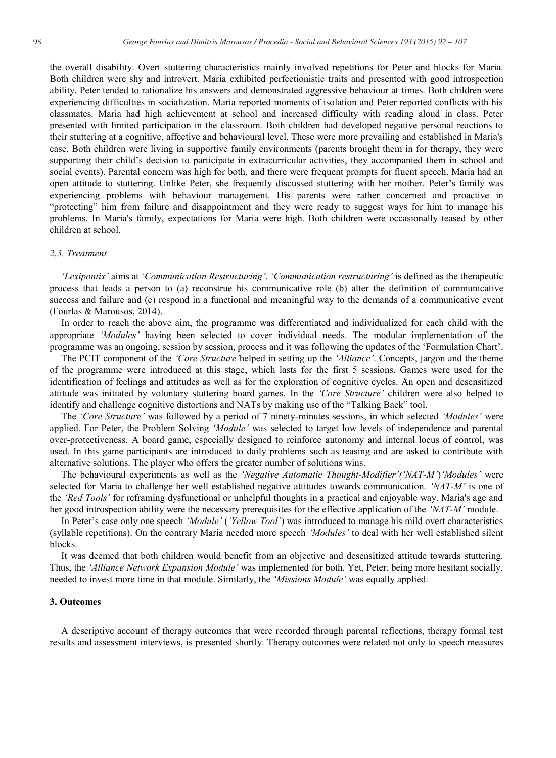the overall disability. Overt stuttering characteristics mainly involved repetitions for Peter and blocks for Maria. Both children were shy and introvert. Maria exhibited perfectionistic traits and presented with good introspection ability. Peter tended to rationalize his answers and demonstrated aggressive behaviour at times. Both children were experiencing difficulties in socialization. Maria reported moments of isolation and Peter reported conflicts with his classmates. Maria had high achievement at school and increased difficulty with reading aloud in class. Peter presented with limited participation in the classroom. Both children had developed negative personal reactions to their stuttering at a cognitive, affective and behavioural level. These were more prevailing and established in Maria's case. Both children were living in supportive family environments (parents brought them in for therapy, they were supporting their child's decision to participate in extracurricular activities, they accompanied them in school and social events). Parental concern was high for both, and there were frequent prompts for fluent speech. Maria had an open attitude to stuttering. Unlike Peter, she frequently discussed stuttering with her mother. Peter's family was experiencing problems with behaviour management. His parents were rather concerned and proactive in "protecting" him from failure and disappointment and they were ready to suggest ways for him to manage his problems. In Maria's family, expectations for Maria were high. Both children were occasionally teased by other children at school.

### *2.3. Treatment*

*'Lexipontix'* aims at *'Communication Restructuring'*. *'Communication restructuring'* is defined as the therapeutic process that leads a person to (a) reconstrue his communicative role (b) alter the definition of communicative success and failure and (c) respond in a functional and meaningful way to the demands of a communicative event (Fourlas & Marousos, 2014).

In order to reach the above aim, the programme was differentiated and individualized for each child with the appropriate *'Modules'* having been selected to cover individual needs. The modular implementation of the programme was an ongoing, session by session, process and it was following the updates of the 'Formulation Chart'.

The PCIT component of the *'Core Structure'* helped in setting up the *'Alliance'*. Concepts, jargon and the theme of the programme were introduced at this stage, which lasts for the first 5 sessions. Games were used for the identification of feelings and attitudes as well as for the exploration of cognitive cycles. An open and desensitized attitude was initiated by voluntary stuttering board games. In the *'Core Structure'* children were also helped to identify and challenge cognitive distortions and NATs by making use of the "Talking Back" tool.

The *'Core Structure'* was followed by a period of 7 ninety-minutes sessions, in which selected *'Modules'* were applied. For Peter, the Problem Solving *'Module'* was selected to target low levels of independence and parental over-protectiveness. A board game, especially designed to reinforce autonomy and internal locus of control, was used. In this game participants are introduced to daily problems such as teasing and are asked to contribute with alternative solutions. The player who offers the greater number of solutions wins.

The behavioural experiments as well as the *'Negative Automatic Thought-Modifier'('NAT-M')'Modules'* were selected for Maria to challenge her well established negative attitudes towards communication. *'NAT-M'* is one of the *'Red Tools'* for reframing dysfunctional or unhelpful thoughts in a practical and enjoyable way. Maria's age and her good introspection ability were the necessary prerequisites for the effective application of the *'NAT-M'* module.

In Peter's case only one speech *'Module'* (*'Yellow Tool'*) was introduced to manage his mild overt characteristics (syllable repetitions). On the contrary Maria needed more speech *'Modules'* to deal with her well established silent blocks.

It was deemed that both children would benefit from an objective and desensitized attitude towards stuttering. Thus, the *'Alliance Network Expansion Module'* was implemented for both. Yet, Peter, being more hesitant socially, needed to invest more time in that module. Similarly, the *'Missions Module'* was equally applied.

## 3. Outcomes

A descriptive account of therapy outcomes that were recorded through parental reflections, therapy formal test results and assessment interviews, is presented shortly. Therapy outcomes were related not only to speech measures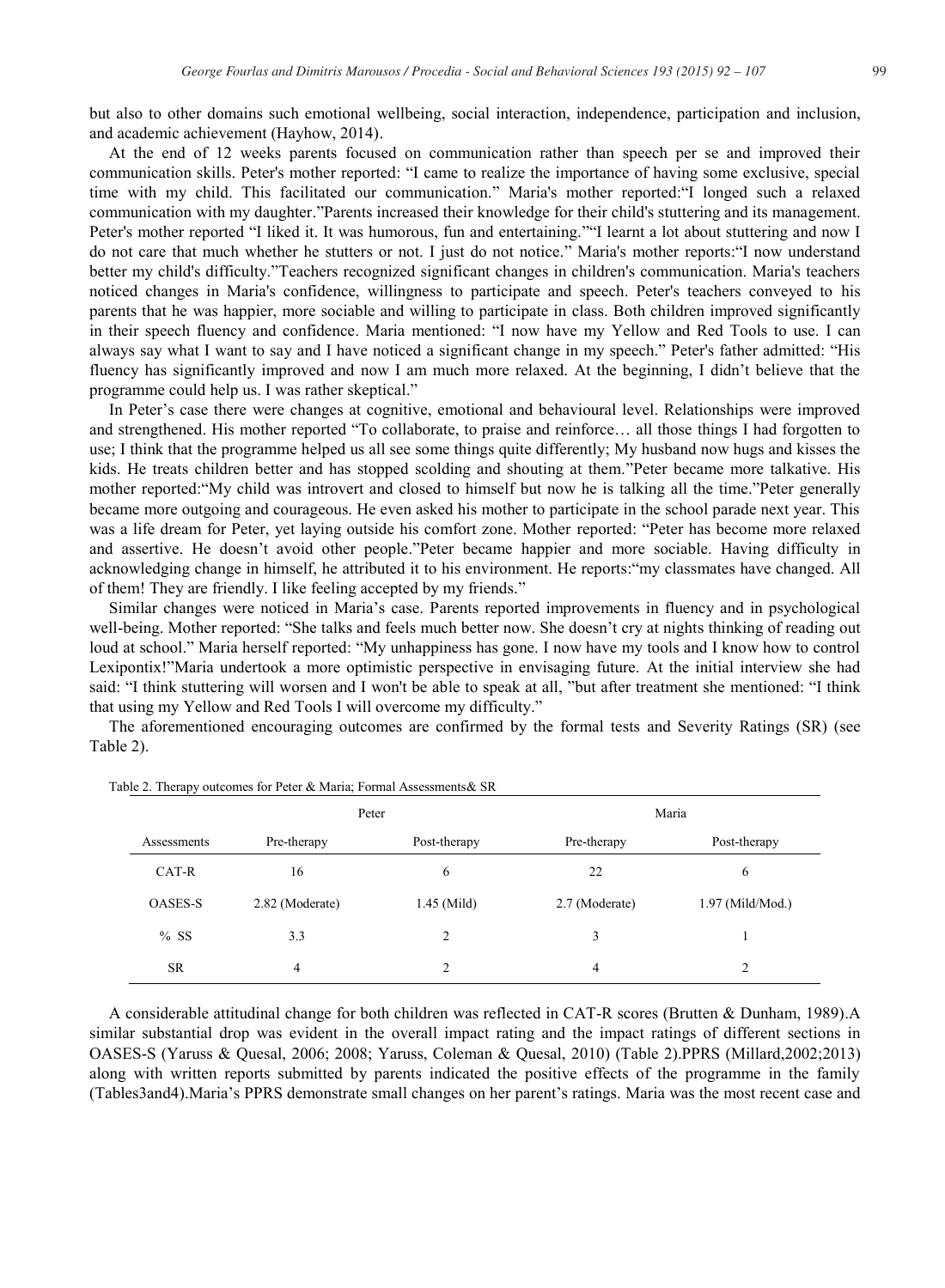but also to other domains such emotional wellbeing, social interaction, independence, participation and inclusion, and academic achievement (Hayhow, 2014).

At the end of 12 weeks parents focused on communication rather than speech per se and improved their communication skills. Peter's mother reported: "I came to realize the importance of having some exclusive, special time with my child. This facilitated our communication." Maria's mother reported:"I longed such a relaxed communication with my daughter."Parents increased their knowledge for their child's stuttering and its management. Peter's mother reported "I liked it. It was humorous, fun and entertaining.""I learnt a lot about stuttering and now I do not care that much whether he stutters or not. I just do not notice." Maria's mother reports:"I now understand better my child's difficulty."Teachers recognized significant changes in children's communication. Maria's teachers noticed changes in Maria's confidence, willingness to participate and speech. Peter's teachers conveyed to his parents that he was happier, more sociable and willing to participate in class. Both children improved significantly in their speech fluency and confidence. Maria mentioned: "I now have my Yellow and Red Tools to use. I can always say what I want to say and I have noticed a significant change in my speech." Peter's father admitted: "His fluency has significantly improved and now I am much more relaxed. At the beginning, I didn't believe that the programme could help us. I was rather skeptical."

In Peter's case there were changes at cognitive, emotional and behavioural level. Relationships were improved and strengthened. His mother reported "To collaborate, to praise and reinforce… all those things I had forgotten to use; I think that the programme helped us all see some things quite differently; My husband now hugs and kisses the kids. He treats children better and has stopped scolding and shouting at them."Peter became more talkative. His mother reported:"My child was introvert and closed to himself but now he is talking all the time."Peter generally became more outgoing and courageous. He even asked his mother to participate in the school parade next year. This was a life dream for Peter, yet laying outside his comfort zone. Mother reported: "Peter has become more relaxed and assertive. He doesn't avoid other people."Peter became happier and more sociable. Having difficulty in acknowledging change in himself, he attributed it to his environment. He reports:"my classmates have changed. All of them! They are friendly. I like feeling accepted by my friends."

Similar changes were noticed in Maria's case. Parents reported improvements in fluency and in psychological well-being. Mother reported: "She talks and feels much better now. She doesn't cry at nights thinking of reading out loud at school." Maria herself reported: "My unhappiness has gone. I now have my tools and I know how to control Lexipontix!"Maria undertook a more optimistic perspective in envisaging future. At the initial interview she had said: "I think stuttering will worsen and I won't be able to speak at all, "but after treatment she mentioned: "I think that using my Yellow and Red Tools I will overcome my difficulty."

The aforementioned encouraging outcomes are confirmed by the formal tests and Severity Ratings (SR) (see Table 2).

Table 2. Therapy outcomes for Peter & Maria; Formal Assessments& SR

| | Peter | | Maria | |
|---|---|---|---|---|
| Assessments | Pre-therapy | Post-therapy | Pre-therapy | Post-therapy |
| CAT-R | 16 | 6 | 22 | 6 |
| OASES-S | 2.82 (Moderate) | 1.45 (Mild) | 2.7 (Moderate) | 1.97 (Mild/Mod.) |
| % SS | 3.3 | 2 | 3 | 1 |
| SR | 4 | 2 | 4 | 2 |

A considerable attitudinal change for both children was reflected in CAT-R scores (Brutten & Dunham, 1989).A similar substantial drop was evident in the overall impact rating and the impact ratings of different sections in OASES-S (Yaruss & Quesal, 2006; 2008; Yaruss, Coleman & Quesal, 2010) (Table 2).PPRS (Millard,2002;2013) along with written reports submitted by parents indicated the positive effects of the programme in the family (Tables3and4).Maria's PPRS demonstrate small changes on her parent's ratings. Maria was the most recent case and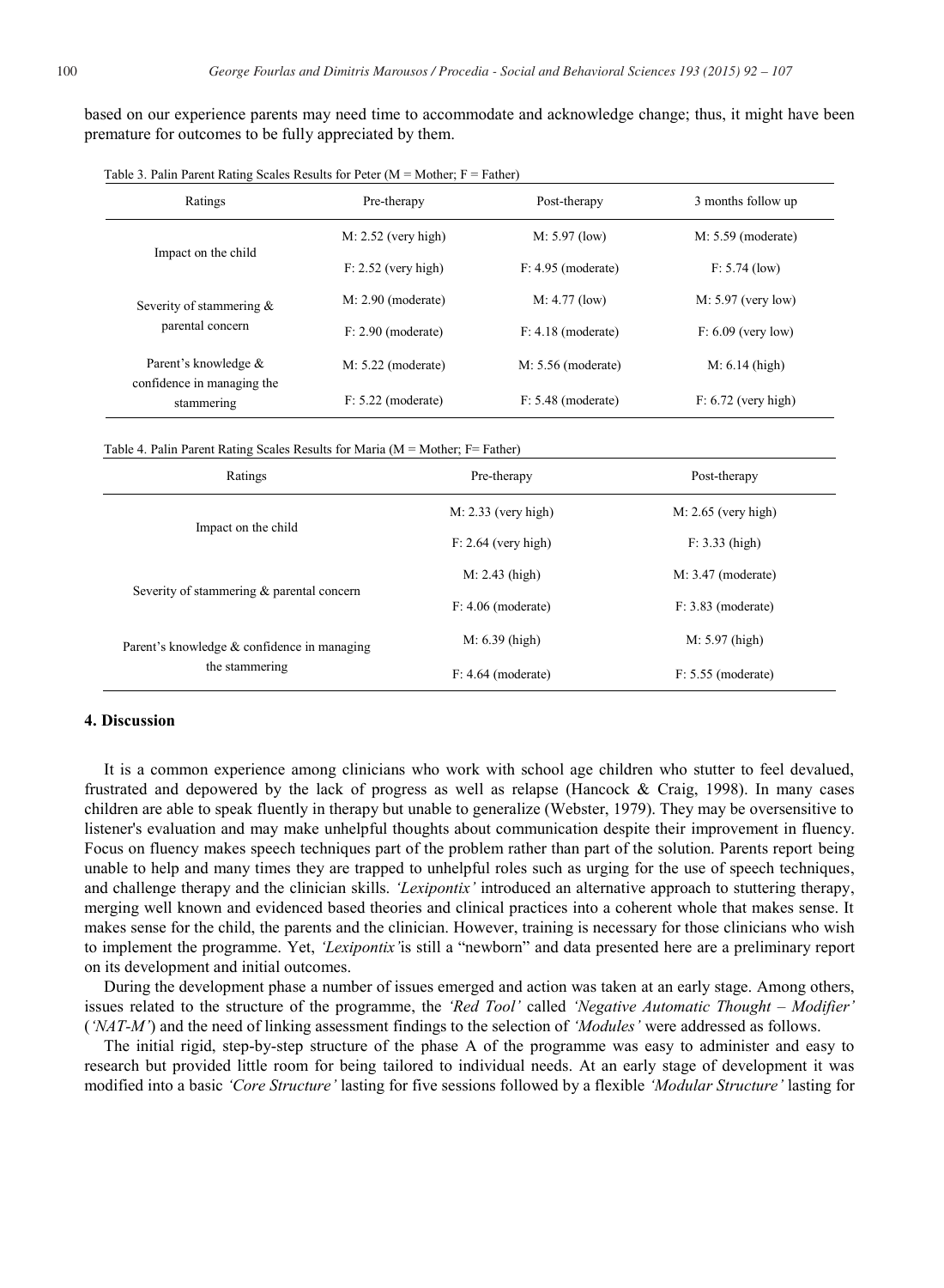based on our experience parents may need time to accommodate and acknowledge change; thus, it might have been premature for outcomes to be fully appreciated by them.

Table 3. Palin Parent Rating Scales Results for Peter (M = Mother; F = Father)

| Ratings | Pre-therapy | Post-therapy | 3 months follow up |
|---|---|---|---|
| Impact on the child | M: 2.52 (very high) | M: 5.97 (low) | M: 5.59 (moderate) |
| | F: 2.52 (very high) | F: 4.95 (moderate) | F: 5.74 (low) |
| Severity of stammering & parental concern | M: 2.90 (moderate) | M: 4.77 (low) | M: 5.97 (very low) |
| | F: 2.90 (moderate) | F: 4.18 (moderate) | F: 6.09 (very low) |
| Parent's knowledge & confidence in managing the stammering | M: 5.22 (moderate) | M: 5.56 (moderate) | M: 6.14 (high) |
| | F: 5.22 (moderate) | F: 5.48 (moderate) | F: 6.72 (very high) |

Table 4. Palin Parent Rating Scales Results for Maria (M = Mother; F= Father)

| Ratings | Pre-therapy | Post-therapy |
|---|---|---|
| Impact on the child | M: 2.33 (very high) | M: 2.65 (very high) |
| | F: 2.64 (very high) | F: 3.33 (high) |
| Severity of stammering & parental concern | M: 2.43 (high) | M: 3.47 (moderate) |
| | F: 4.06 (moderate) | F: 3.83 (moderate) |
| Parent's knowledge & confidence in managing the stammering | M: 6.39 (high) | M: 5.97 (high) |
| | F: 4.64 (moderate) | F: 5.55 (moderate) |

## 4. Discussion

It is a common experience among clinicians who work with school age children who stutter to feel devalued, frustrated and depowered by the lack of progress as well as relapse (Hancock & Craig, 1998). In many cases children are able to speak fluently in therapy but unable to generalize (Webster, 1979). They may be oversensitive to listener's evaluation and may make unhelpful thoughts about communication despite their improvement in fluency. Focus on fluency makes speech techniques part of the problem rather than part of the solution. Parents report being unable to help and many times they are trapped to unhelpful roles such as urging for the use of speech techniques, and challenge therapy and the clinician skills. *'Lexipontix'* introduced an alternative approach to stuttering therapy, merging well known and evidenced based theories and clinical practices into a coherent whole that makes sense. It makes sense for the child, the parents and the clinician. However, training is necessary for those clinicians who wish to implement the programme. Yet, *'Lexipontix'*is still a "newborn" and data presented here are a preliminary report on its development and initial outcomes.

During the development phase a number of issues emerged and action was taken at an early stage. Among others, issues related to the structure of the programme, the *'Red Tool'* called *'Negative Automatic Thought – Modifier'* (*'NAT-M'*) and the need of linking assessment findings to the selection of *'Modules'* were addressed as follows.

The initial rigid, step-by-step structure of the phase A of the programme was easy to administer and easy to research but provided little room for being tailored to individual needs. At an early stage of development it was modified into a basic *'Core Structure'* lasting for five sessions followed by a flexible *'Modular Structure'* lasting for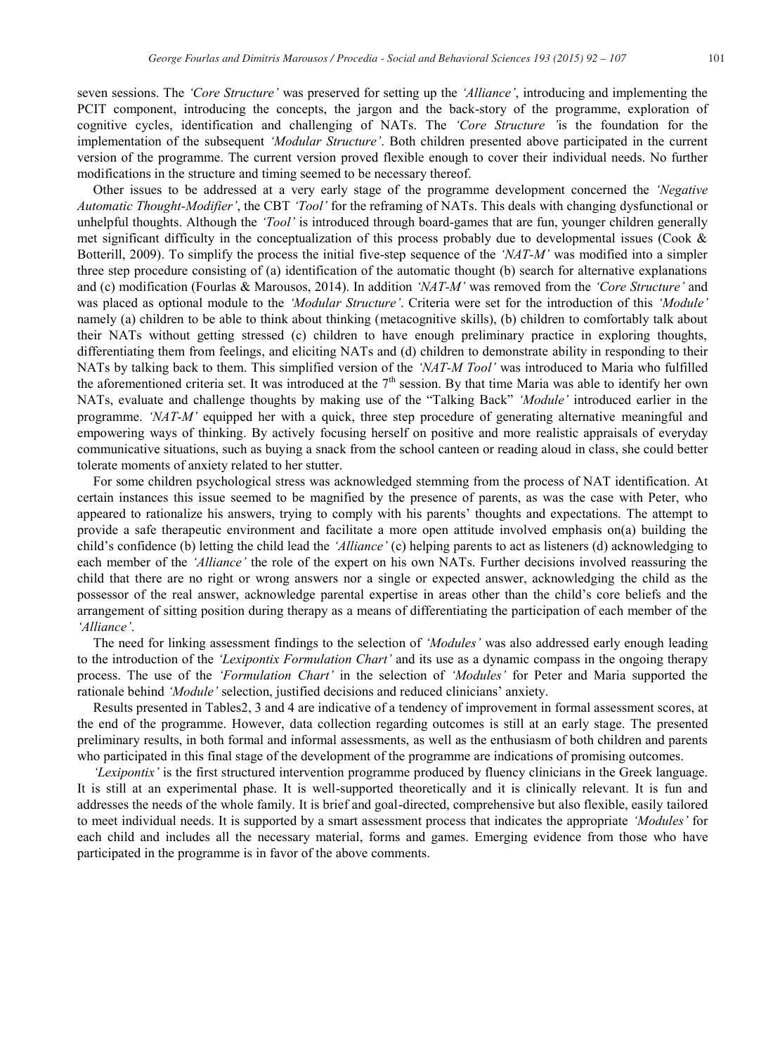seven sessions. The *'Core Structure'* was preserved for setting up the *'Alliance'*, introducing and implementing the PCIT component, introducing the concepts, the jargon and the back-story of the programme, exploration of cognitive cycles, identification and challenging of NATs. The *'Core Structure '*is the foundation for the implementation of the subsequent *'Modular Structure'*. Both children presented above participated in the current version of the programme. The current version proved flexible enough to cover their individual needs. No further modifications in the structure and timing seemed to be necessary thereof.

Other issues to be addressed at a very early stage of the programme development concerned the *'Negative Automatic Thought-Modifier'*, the CBT *'Tool'* for the reframing of NATs. This deals with changing dysfunctional or unhelpful thoughts. Although the *'Tool'* is introduced through board-games that are fun, younger children generally met significant difficulty in the conceptualization of this process probably due to developmental issues (Cook & Botterill, 2009). To simplify the process the initial five-step sequence of the *'NAT-M'* was modified into a simpler three step procedure consisting of (a) identification of the automatic thought (b) search for alternative explanations and (c) modification (Fourlas & Marousos, 2014). In addition *'NAT-M'* was removed from the *'Core Structure'* and was placed as optional module to the *'Modular Structure'*. Criteria were set for the introduction of this *'Module'* namely (a) children to be able to think about thinking (metacognitive skills), (b) children to comfortably talk about their NATs without getting stressed (c) children to have enough preliminary practice in exploring thoughts, differentiating them from feelings, and eliciting NATs and (d) children to demonstrate ability in responding to their NATs by talking back to them. This simplified version of the *'NAT-M Tool'* was introduced to Maria who fulfilled the aforementioned criteria set. It was introduced at the 7th session. By that time Maria was able to identify her own NATs, evaluate and challenge thoughts by making use of the "Talking Back" *'Module'* introduced earlier in the programme. *'NAT-M'* equipped her with a quick, three step procedure of generating alternative meaningful and empowering ways of thinking. By actively focusing herself on positive and more realistic appraisals of everyday communicative situations, such as buying a snack from the school canteen or reading aloud in class, she could better tolerate moments of anxiety related to her stutter.

For some children psychological stress was acknowledged stemming from the process of NAT identification. At certain instances this issue seemed to be magnified by the presence of parents, as was the case with Peter, who appeared to rationalize his answers, trying to comply with his parents' thoughts and expectations. The attempt to provide a safe therapeutic environment and facilitate a more open attitude involved emphasis on(a) building the child's confidence (b) letting the child lead the *'Alliance'* (c) helping parents to act as listeners (d) acknowledging to each member of the *'Alliance'* the role of the expert on his own NATs. Further decisions involved reassuring the child that there are no right or wrong answers nor a single or expected answer, acknowledging the child as the possessor of the real answer, acknowledge parental expertise in areas other than the child's core beliefs and the arrangement of sitting position during therapy as a means of differentiating the participation of each member of the *'Alliance'*.

The need for linking assessment findings to the selection of *'Modules'* was also addressed early enough leading to the introduction of the *'Lexipontix Formulation Chart'* and its use as a dynamic compass in the ongoing therapy process. The use of the *'Formulation Chart'* in the selection of *'Modules'* for Peter and Maria supported the rationale behind *'Module'* selection, justified decisions and reduced clinicians' anxiety.

Results presented in Tables2, 3 and 4 are indicative of a tendency of improvement in formal assessment scores, at the end of the programme. However, data collection regarding outcomes is still at an early stage. The presented preliminary results, in both formal and informal assessments, as well as the enthusiasm of both children and parents who participated in this final stage of the development of the programme are indications of promising outcomes.

*'Lexipontix'* is the first structured intervention programme produced by fluency clinicians in the Greek language. It is still at an experimental phase. It is well-supported theoretically and it is clinically relevant. It is fun and addresses the needs of the whole family. It is brief and goal-directed, comprehensive but also flexible, easily tailored to meet individual needs. It is supported by a smart assessment process that indicates the appropriate *'Modules'* for each child and includes all the necessary material, forms and games. Emerging evidence from those who have participated in the programme is in favor of the above comments.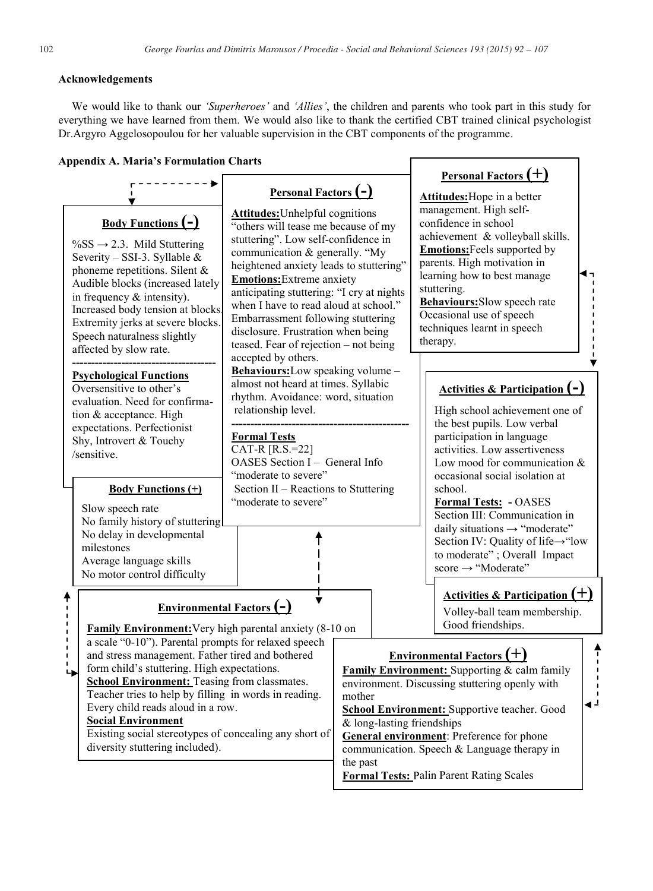## Acknowledgements

We would like to thank our *'Superheroes'* and *'Allies'*, the children and parents who took part in this study for everything we have learned from them. We would also like to thank the certified CBT trained clinical psychologist Dr.Argyro Aggelosopoulou for her valuable supervision in the CBT components of the programme.

## Appendix A. Maria's Formulation Charts

**Body Functions (-)**

%SS → 2.3. Mild Stuttering Severity – SSI-3. Syllable & phoneme repetitions. Silent & Audible blocks (increased lately in frequency & intensity). Increased body tension at blocks. Extremity jerks at severe blocks. Speech naturalness slightly affected by slow rate.

**Psychological Functions**

Oversensitive to other's evaluation. Need for confirmation & acceptance. High expectations. Perfectionist Shy, Introvert & Touchy /sensitive.

**Body Functions (+)**

Slow speech rate
No family history of stuttering
No delay in developmental milestones
Average language skills
No motor control difficulty

**Personal Factors (-)**

**Attitudes:** Unhelpful cognitions "others will tease me because of my stuttering". Low self-confidence in communication & generally. "My heightened anxiety leads to stuttering"
**Emotions:** Extreme anxiety anticipating stuttering: "I cry at nights when I have to read aloud at school." Embarrassment following stuttering disclosure. Frustration when being teased. Fear of rejection – not being accepted by others.
**Behaviours:** Low speaking volume – almost not heard at times. Syllabic rhythm. Avoidance: word, situation relationship level.

**Formal Tests**
CAT-R [R.S.=22]
OASES Section I – General Info "moderate to severe"
Section II – Reactions to Stuttering "moderate to severe"

**Personal Factors (+)**

**Attitudes:** Hope in a better management. High self-confidence in school achievement & volleyball skills.
**Emotions:** Feels supported by parents. High motivation in learning how to best manage stuttering.
**Behaviours:** Slow speech rate Occasional use of speech techniques learnt in speech therapy.

**Activities & Participation (-)**

High school achievement one of the best pupils. Low verbal participation in language activities. Low assertiveness Low mood for communication & occasional social isolation at school.
**Formal Tests: -** OASES Section III: Communication in daily situations → "moderate" Section IV: Quality of life→"low to moderate" ; Overall Impact score → "Moderate"

**Activities & Participation (+)**

Volley-ball team membership. Good friendships.

**Environmental Factors (-)**

**Family Environment:** Very high parental anxiety (8-10 on a scale "0-10"). Parental prompts for relaxed speech and stress management. Father tired and bothered form child's stuttering. High expectations.
**School Environment:** Teasing from classmates. Teacher tries to help by filling in words in reading. Every child reads aloud in a row.
**Social Environment**
Existing social stereotypes of concealing any short of diversity stuttering included).

**Environmental Factors (+)**

**Family Environment:** Supporting & calm family environment. Discussing stuttering openly with mother
**School Environment:** Supportive teacher. Good & long-lasting friendships
**General environment**: Preference for phone communication. Speech & Language therapy in the past
**Formal Tests:** Palin Parent Rating Scales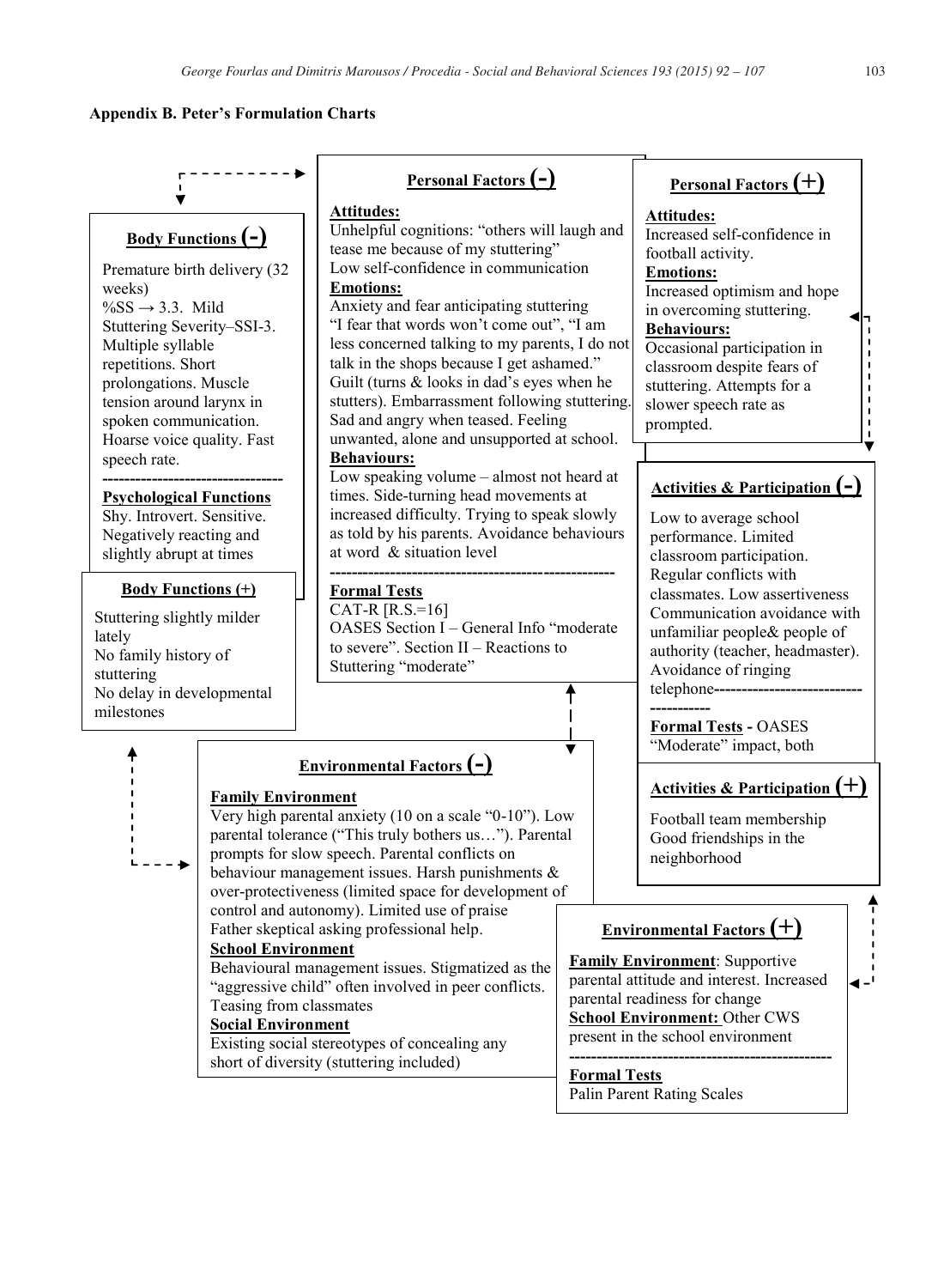**Appendix B. Peter's Formulation Charts**

**Body Functions (-)**

Premature birth delivery (32 weeks)
%SS → 3.3. Mild Stuttering Severity–SSI-3. Multiple syllable repetitions. Short prolongations. Muscle tension around larynx in spoken communication. Hoarse voice quality. Fast speech rate.

---

**Psychological Functions**
Shy. Introvert. Sensitive. Negatively reacting and slightly abrupt at times

**Body Functions (+)**

Stuttering slightly milder lately
No family history of stuttering
No delay in developmental milestones

**Personal Factors (-)**

**Attitudes:**
Unhelpful cognitions: "others will laugh and tease me because of my stuttering"
Low self-confidence in communication
**Emotions:**
Anxiety and fear anticipating stuttering "I fear that words won't come out", "I am less concerned talking to my parents, I do not talk in the shops because I get ashamed." Guilt (turns & looks in dad's eyes when he stutters). Embarrassment following stuttering. Sad and angry when teased. Feeling unwanted, alone and unsupported at school.
**Behaviours:**
Low speaking volume – almost not heard at times. Side-turning head movements at increased difficulty. Trying to speak slowly as told by his parents. Avoidance behaviours at word & situation level

---

**Formal Tests**
CAT-R [R.S.=16]
OASES Section I – General Info "moderate to severe". Section II – Reactions to Stuttering "moderate"

**Personal Factors (+)**

**Attitudes:**
Increased self-confidence in football activity.
**Emotions:**
Increased optimism and hope in overcoming stuttering.
**Behaviours:**
Occasional participation in classroom despite fears of stuttering. Attempts for a slower speech rate as prompted.

**Activities & Participation (-)**

Low to average school performance. Limited classroom participation. Regular conflicts with classmates. Low assertiveness Communication avoidance with unfamiliar people& people of authority (teacher, headmaster). Avoidance of ringing telephone

---

**Formal Tests** - OASES "Moderate" impact, both

**Activities & Participation (+)**

Football team membership
Good friendships in the neighborhood

**Environmental Factors (-)**

**Family Environment**
Very high parental anxiety (10 on a scale "0-10"). Low parental tolerance ("This truly bothers us…"). Parental prompts for slow speech. Parental conflicts on behaviour management issues. Harsh punishments & over-protectiveness (limited space for development of control and autonomy). Limited use of praise
Father skeptical asking professional help.
**School Environment**
Behavioural management issues. Stigmatized as the "aggressive child" often involved in peer conflicts. Teasing from classmates
**Social Environment**
Existing social stereotypes of concealing any short of diversity (stuttering included)

**Environmental Factors (+)**

**Family Environment**: Supportive parental attitude and interest. Increased parental readiness for change
**School Environment:** Other CWS present in the school environment

---

**Formal Tests**
Palin Parent Rating Scales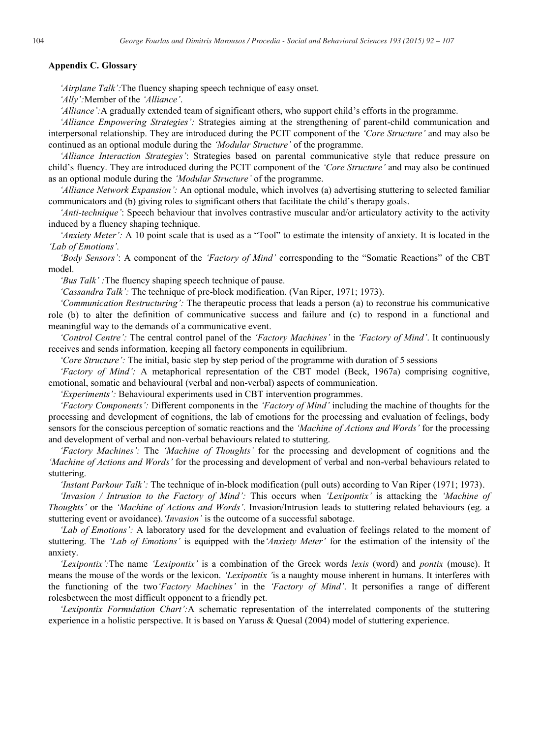### Appendix C. Glossary

*'Airplane Talk':*The fluency shaping speech technique of easy onset.

*'Ally':*Member of the *'Alliance'*.

*'Alliance':*A gradually extended team of significant others, who support child's efforts in the programme.

*'Alliance Empowering Strategies':* Strategies aiming at the strengthening of parent-child communication and interpersonal relationship. They are introduced during the PCIT component of the *'Core Structure'* and may also be continued as an optional module during the *'Modular Structure'* of the programme.

*'Alliance Interaction Strategies'*: Strategies based on parental communicative style that reduce pressure on child's fluency. They are introduced during the PCIT component of the *'Core Structure'* and may also be continued as an optional module during the *'Modular Structure'* of the programme.

*'Alliance Network Expansion':* An optional module, which involves (a) advertising stuttering to selected familiar communicators and (b) giving roles to significant others that facilitate the child's therapy goals.

*'Anti-technique'*: Speech behaviour that involves contrastive muscular and/or articulatory activity to the activity induced by a fluency shaping technique.

*'Anxiety Meter':* A 10 point scale that is used as a "Tool" to estimate the intensity of anxiety. It is located in the *'Lab of Emotions'.*

*'Body Sensors'*: A component of the *'Factory of Mind'* corresponding to the "Somatic Reactions" of the CBT model.

*'Bus Talk' :*The fluency shaping speech technique of pause.

*'Cassandra Talk':* The technique of pre-block modification. (Van Riper, 1971; 1973).

*'Communication Restructuring':* The therapeutic process that leads a person (a) to reconstrue his communicative role (b) to alter the definition of communicative success and failure and (c) to respond in a functional and meaningful way to the demands of a communicative event.

*'Control Centre':* The central control panel of the *'Factory Machines'* in the *'Factory of Mind'*. It continuously receives and sends information, keeping all factory components in equilibrium.

*'Core Structure':* The initial, basic step by step period of the programme with duration of 5 sessions

*'Factory of Mind':* A metaphorical representation of the CBT model (Beck, 1967a) comprising cognitive, emotional, somatic and behavioural (verbal and non-verbal) aspects of communication.

*'Experiments':* Behavioural experiments used in CBT intervention programmes.

*'Factory Components':* Different components in the *'Factory of Mind'* including the machine of thoughts for the processing and development of cognitions, the lab of emotions for the processing and evaluation of feelings, body sensors for the conscious perception of somatic reactions and the *'Machine of Actions and Words'* for the processing and development of verbal and non-verbal behaviours related to stuttering.

*'Factory Machines':* The *'Machine of Thoughts'* for the processing and development of cognitions and the *'Machine of Actions and Words'* for the processing and development of verbal and non-verbal behaviours related to stuttering.

*'Instant Parkour Talk':* The technique of in-block modification (pull outs) according to Van Riper (1971; 1973).

*'Invasion / Intrusion to the Factory of Mind':* This occurs when *'Lexipontix'* is attacking the *'Machine of Thoughts'* or the *'Machine of Actions and Words'*. Invasion/Intrusion leads to stuttering related behaviours (eg. a stuttering event or avoidance).*'Invasion'* is the outcome of a successful sabotage.

*'Lab of Emotions':* A laboratory used for the development and evaluation of feelings related to the moment of stuttering. The *'Lab of Emotions'* is equipped with the*'Anxiety Meter'* for the estimation of the intensity of the anxiety.

*'Lexipontix':*The name *'Lexipontix'* is a combination of the Greek words *lexis* (word) and *pontix* (mouse). It means the mouse of the words or the lexicon. *'Lexipontix '*is a naughty mouse inherent in humans. It interferes with the functioning of the two*'Factory Machines'* in the *'Factory of Mind'*. It personifies a range of different rolesbetween the most difficult opponent to a friendly pet.

*'Lexipontix Formulation Chart':*A schematic representation of the interrelated components of the stuttering experience in a holistic perspective. It is based on Yaruss & Quesal (2004) model of stuttering experience.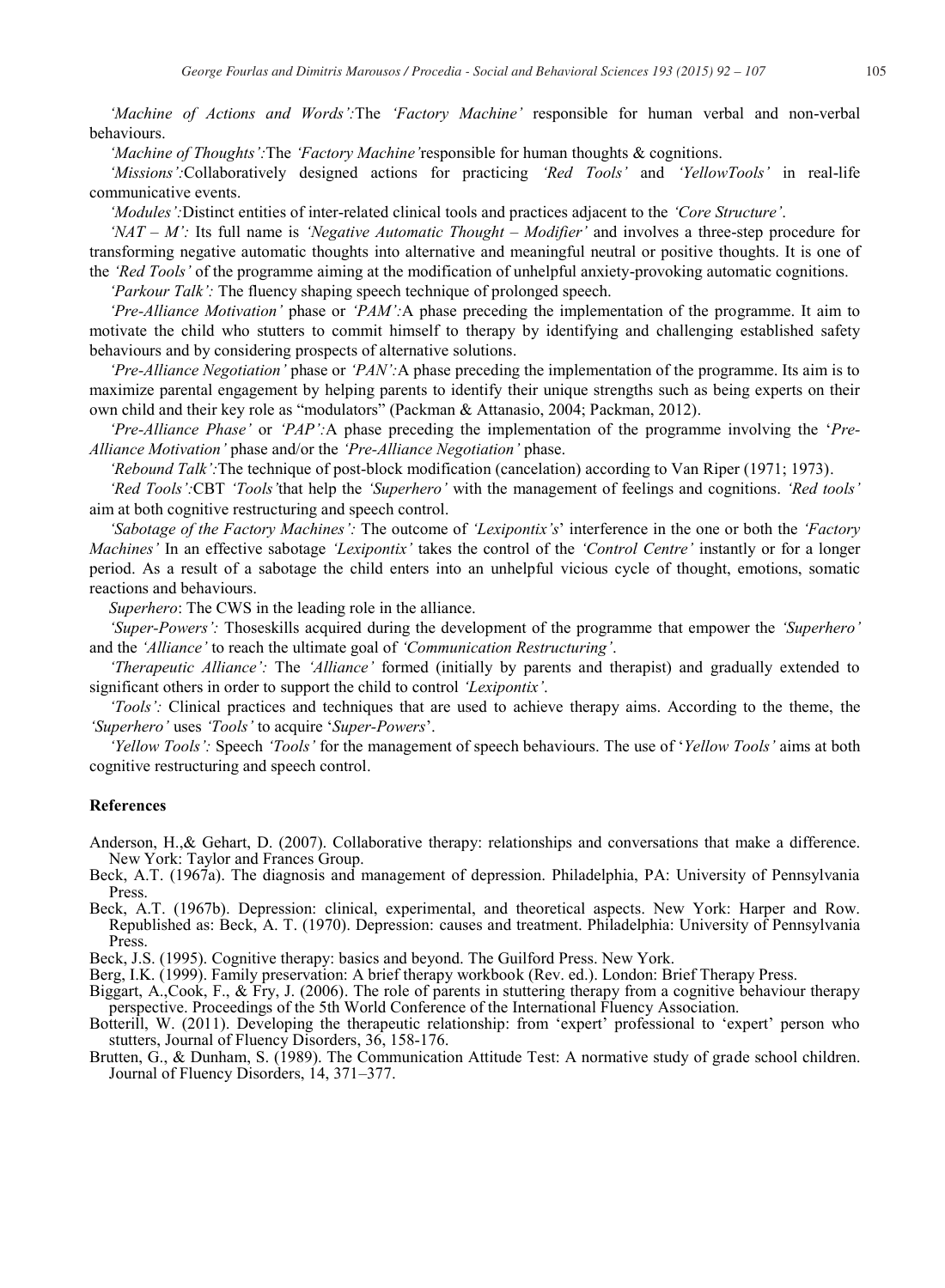*'Machine of Actions and Words':*The *'Factory Machine'* responsible for human verbal and non-verbal behaviours.

*'Machine of Thoughts':*The *'Factory Machine'*responsible for human thoughts & cognitions.

*'Missions':*Collaboratively designed actions for practicing *'Red Tools'* and *'YellowTools'* in real-life communicative events.

*'Modules':*Distinct entities of inter-related clinical tools and practices adjacent to the *'Core Structure'*.

*'NAT – M':* Its full name is *'Negative Automatic Thought – Modifier'* and involves a three-step procedure for transforming negative automatic thoughts into alternative and meaningful neutral or positive thoughts. It is one of the *'Red Tools'* of the programme aiming at the modification of unhelpful anxiety-provoking automatic cognitions.

*'Parkour Talk':* The fluency shaping speech technique of prolonged speech.

*'Pre-Alliance Motivation'* phase or *'PAM':*A phase preceding the implementation of the programme. It aim to motivate the child who stutters to commit himself to therapy by identifying and challenging established safety behaviours and by considering prospects of alternative solutions.

*'Pre-Alliance Negotiation'* phase or *'PAN':*A phase preceding the implementation of the programme. Its aim is to maximize parental engagement by helping parents to identify their unique strengths such as being experts on their own child and their key role as "modulators" (Packman & Attanasio, 2004; Packman, 2012).

*'Pre-Alliance Phase'* or *'PAP':*A phase preceding the implementation of the programme involving the '*Pre-Alliance Motivation'* phase and/or the *'Pre-Alliance Negotiation'* phase.

*'Rebound Talk':*The technique of post-block modification (cancelation) according to Van Riper (1971; 1973).

*'Red Tools':*CBT *'Tools'*that help the *'Superhero'* with the management of feelings and cognitions. *'Red tools'* aim at both cognitive restructuring and speech control.

*'Sabotage of the Factory Machines':* The outcome of *'Lexipontix's*' interference in the one or both the *'Factory Machines'* In an effective sabotage *'Lexipontix'* takes the control of the *'Control Centre'* instantly or for a longer period. As a result of a sabotage the child enters into an unhelpful vicious cycle of thought, emotions, somatic reactions and behaviours.

*Superhero*: The CWS in the leading role in the alliance.

*'Super-Powers':* Thoseskills acquired during the development of the programme that empower the *'Superhero'* and the *'Alliance'* to reach the ultimate goal of *'Communication Restructuring'*.

*'Therapeutic Alliance':* The *'Alliance'* formed (initially by parents and therapist) and gradually extended to significant others in order to support the child to control *'Lexipontix'*.

*'Tools':* Clinical practices and techniques that are used to achieve therapy aims. According to the theme, the *'Superhero'* uses *'Tools'* to acquire '*Super-Powers*'.

*'Yellow Tools':* Speech *'Tools'* for the management of speech behaviours. The use of '*Yellow Tools'* aims at both cognitive restructuring and speech control.

## References

Anderson, H.,& Gehart, D. (2007). Collaborative therapy: relationships and conversations that make a difference. New York: Taylor and Frances Group.

Beck, A.T. (1967a). The diagnosis and management of depression. Philadelphia, PA: University of Pennsylvania Press.

Beck, A.T. (1967b). Depression: clinical, experimental, and theoretical aspects. New York: Harper and Row. Republished as: Beck, A. T. (1970). Depression: causes and treatment. Philadelphia: University of Pennsylvania Press.

Beck, J.S. (1995). Cognitive therapy: basics and beyond. The Guilford Press. New York.

Berg, I.K. (1999). Family preservation: A brief therapy workbook (Rev. ed.). London: Brief Therapy Press.

Biggart, A.,Cook, F., & Fry, J. (2006). The role of parents in stuttering therapy from a cognitive behaviour therapy perspective. Proceedings of the 5th World Conference of the International Fluency Association.

Botterill, W. (2011). Developing the therapeutic relationship: from 'expert' professional to 'expert' person who stutters, Journal of Fluency Disorders, 36, 158-176.

Brutten, G., & Dunham, S. (1989). The Communication Attitude Test: A normative study of grade school children. Journal of Fluency Disorders, 14, 371–377.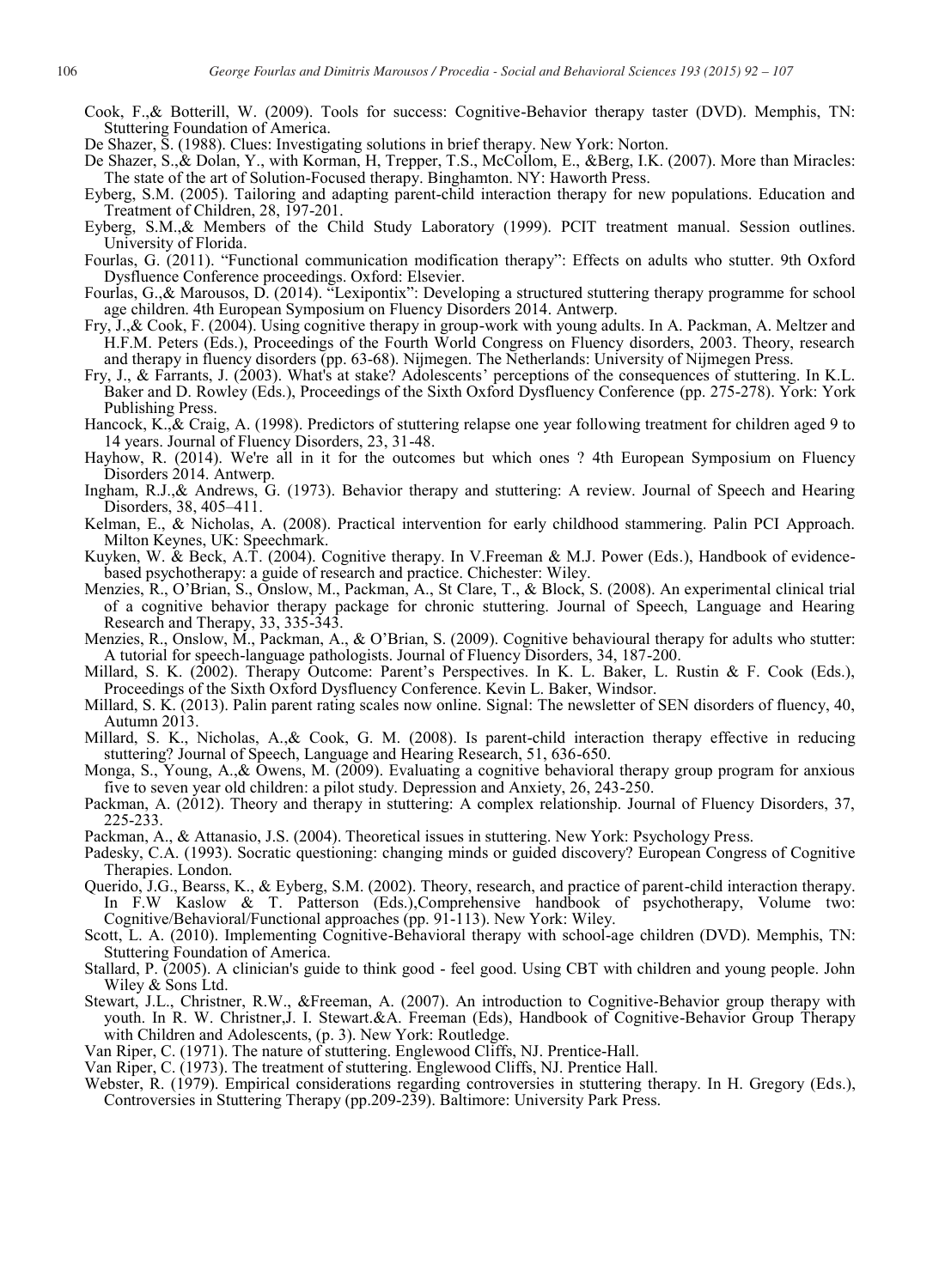Cook, F.,& Botterill, W. (2009). Tools for success: Cognitive-Behavior therapy taster (DVD). Memphis, TN: Stuttering Foundation of America.

De Shazer, S. (1988). Clues: Investigating solutions in brief therapy. New York: Norton.

De Shazer, S.,& Dolan, Y., with Korman, H, Trepper, T.S., McCollom, E., &Berg, I.K. (2007). More than Miracles: The state of the art of Solution-Focused therapy. Binghamton. NY: Haworth Press.

Eyberg, S.M. (2005). Tailoring and adapting parent-child interaction therapy for new populations. Education and Treatment of Children, 28, 197-201.

Eyberg, S.M.,& Members of the Child Study Laboratory (1999). PCIT treatment manual. Session outlines. University of Florida.

Fourlas, G. (2011). "Functional communication modification therapy": Effects on adults who stutter. 9th Oxford Dysfluence Conference proceedings. Oxford: Elsevier.

Fourlas, G.,& Marousos, D. (2014). "Lexipontix": Developing a structured stuttering therapy programme for school age children. 4th European Symposium on Fluency Disorders 2014. Antwerp.

Fry, J.,& Cook, F. (2004). Using cognitive therapy in group-work with young adults. In A. Packman, A. Meltzer and H.F.M. Peters (Eds.), Proceedings of the Fourth World Congress on Fluency disorders, 2003. Theory, research and therapy in fluency disorders (pp. 63-68). Nijmegen. The Netherlands: University of Nijmegen Press.

Fry, J., & Farrants, J. (2003). What's at stake? Adolescents' perceptions of the consequences of stuttering. In K.L. Baker and D. Rowley (Eds.), Proceedings of the Sixth Oxford Dysfluency Conference (pp. 275-278). York: York Publishing Press.

Hancock, K.,& Craig, A. (1998). Predictors of stuttering relapse one year following treatment for children aged 9 to 14 years. Journal of Fluency Disorders, 23, 31-48.

Hayhow, R. (2014). We're all in it for the outcomes but which ones ? 4th European Symposium on Fluency Disorders 2014. Antwerp.

Ingham, R.J.,& Andrews, G. (1973). Behavior therapy and stuttering: A review. Journal of Speech and Hearing Disorders, 38, 405–411.

Kelman, E., & Nicholas, A. (2008). Practical intervention for early childhood stammering. Palin PCI Approach. Milton Keynes, UK: Speechmark.

Kuyken, W. & Beck, A.T. (2004). Cognitive therapy. In V.Freeman & M.J. Power (Eds.), Handbook of evidence-based psychotherapy: a guide of research and practice. Chichester: Wiley.

Menzies, R., O'Brian, S., Onslow, M., Packman, A., St Clare, T., & Block, S. (2008). An experimental clinical trial of a cognitive behavior therapy package for chronic stuttering. Journal of Speech, Language and Hearing Research and Therapy, 33, 335-343.

Menzies, R., Onslow, M., Packman, A., & O'Brian, S. (2009). Cognitive behavioural therapy for adults who stutter: A tutorial for speech-language pathologists. Journal of Fluency Disorders, 34, 187-200.

Millard, S. K. (2002). Therapy Outcome: Parent's Perspectives. In K. L. Baker, L. Rustin & F. Cook (Eds.), Proceedings of the Sixth Oxford Dysfluency Conference. Kevin L. Baker, Windsor.

Millard, S. K. (2013). Palin parent rating scales now online. Signal: The newsletter of SEN disorders of fluency, 40, Autumn 2013.

Millard, S. K., Nicholas, A.,& Cook, G. M. (2008). Is parent-child interaction therapy effective in reducing stuttering? Journal of Speech, Language and Hearing Research, 51, 636-650.

Monga, S., Young, A.,& Owens, M. (2009). Evaluating a cognitive behavioral therapy group program for anxious five to seven year old children: a pilot study. Depression and Anxiety, 26, 243-250.

Packman, A. (2012). Theory and therapy in stuttering: A complex relationship. Journal of Fluency Disorders, 37, 225-233.

Packman, A., & Attanasio, J.S. (2004). Theoretical issues in stuttering. New York: Psychology Press.

Padesky, C.A. (1993). Socratic questioning: changing minds or guided discovery? European Congress of Cognitive Therapies. London.

Querido, J.G., Bearss, K., & Eyberg, S.M. (2002). Theory, research, and practice of parent-child interaction therapy. In F.W Kaslow & T. Patterson (Eds.),Comprehensive handbook of psychotherapy, Volume two: Cognitive/Behavioral/Functional approaches (pp. 91-113). New York: Wiley.

Scott, L. A. (2010). Implementing Cognitive-Behavioral therapy with school-age children (DVD). Memphis, TN: Stuttering Foundation of America.

Stallard, P. (2005). A clinician's guide to think good - feel good. Using CBT with children and young people. John Wiley & Sons Ltd.

Stewart, J.L., Christner, R.W., &Freeman, A. (2007). An introduction to Cognitive-Behavior group therapy with youth. In R. W. Christner,J. I. Stewart.&A. Freeman (Eds), Handbook of Cognitive-Behavior Group Therapy with Children and Adolescents, (p. 3). New York: Routledge.

Van Riper, C. (1971). The nature of stuttering. Englewood Cliffs, NJ. Prentice-Hall.

Van Riper, C. (1973). The treatment of stuttering. Englewood Cliffs, NJ. Prentice Hall.

Webster, R. (1979). Empirical considerations regarding controversies in stuttering therapy. In H. Gregory (Eds.), Controversies in Stuttering Therapy (pp.209-239). Baltimore: University Park Press.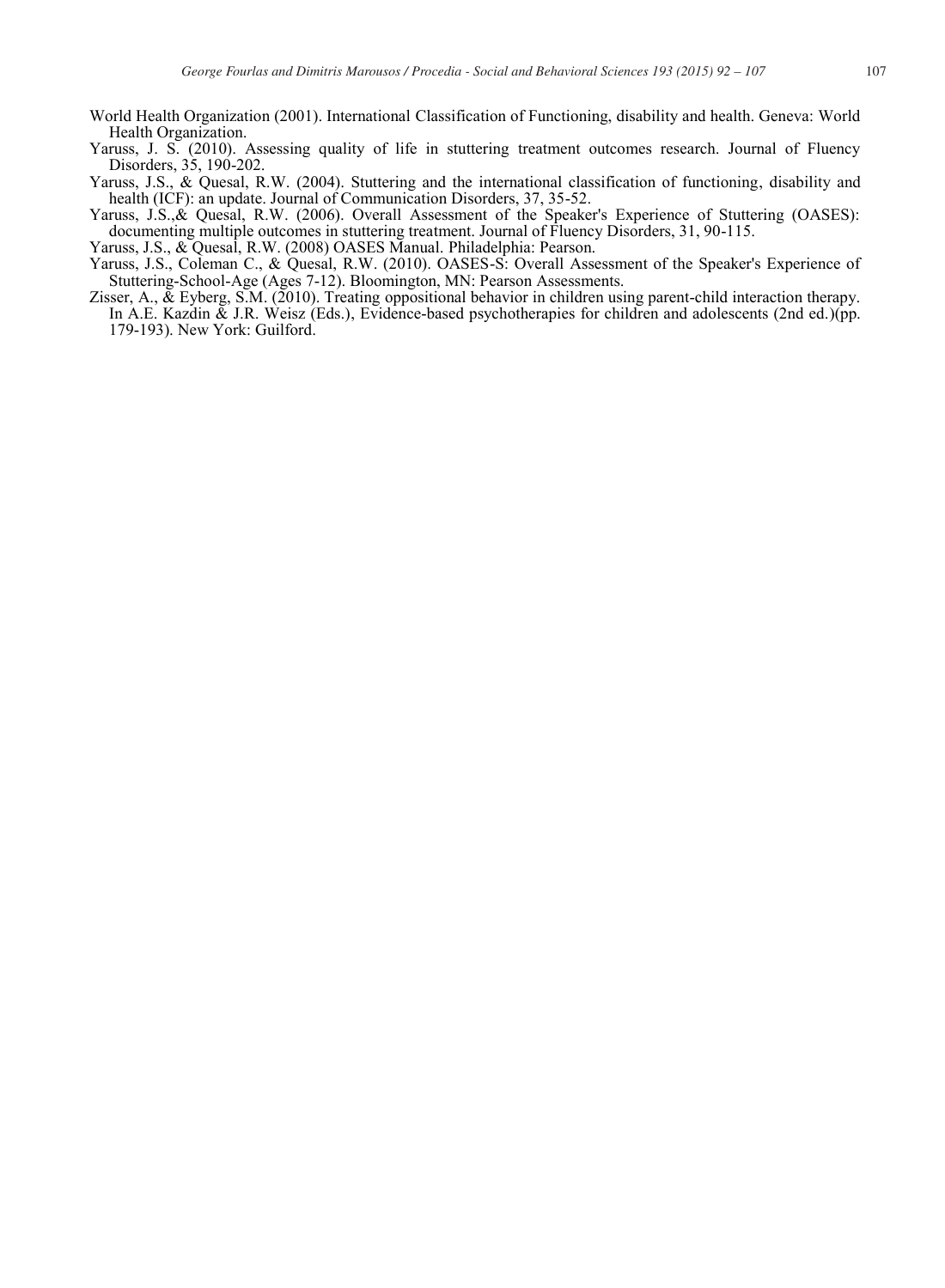World Health Organization (2001). International Classification of Functioning, disability and health. Geneva: World Health Organization.

Yaruss, J. S. (2010). Assessing quality of life in stuttering treatment outcomes research. Journal of Fluency Disorders, 35, 190-202.

Yaruss, J.S., & Quesal, R.W. (2004). Stuttering and the international classification of functioning, disability and health (ICF): an update. Journal of Communication Disorders, 37, 35-52.

Yaruss, J.S.,& Quesal, R.W. (2006). Overall Assessment of the Speaker's Experience of Stuttering (OASES): documenting multiple outcomes in stuttering treatment. Journal of Fluency Disorders, 31, 90-115.

Yaruss, J.S., & Quesal, R.W. (2008) OASES Manual. Philadelphia: Pearson.

Yaruss, J.S., Coleman C., & Quesal, R.W. (2010). OASES-S: Overall Assessment of the Speaker's Experience of Stuttering-School-Age (Ages 7-12). Bloomington, MN: Pearson Assessments.

Zisser, A., & Eyberg, S.M. (2010). Treating oppositional behavior in children using parent-child interaction therapy. In A.E. Kazdin & J.R. Weisz (Eds.), Evidence-based psychotherapies for children and adolescents (2nd ed.)(pp. 179-193). New York: Guilford.